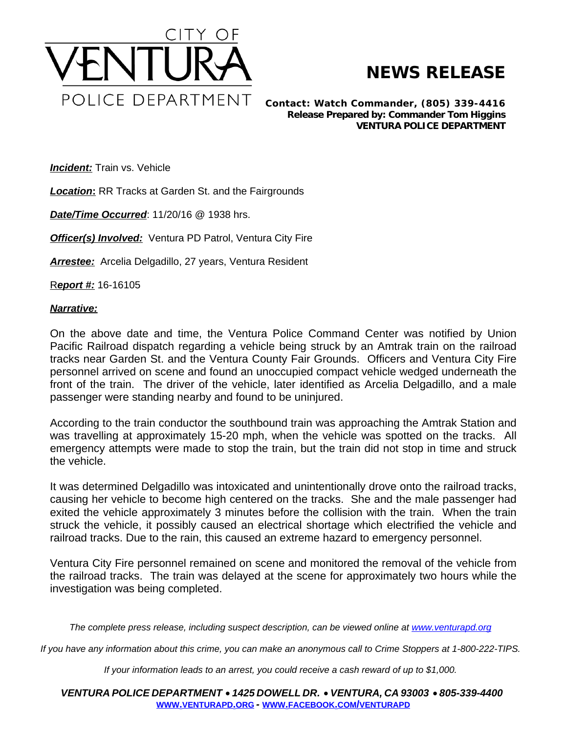CITY OF

# VENTURA

POLICE DEPARTMENT

# NEWS RELEASE

**Contact: Watch Commander, (805) 339-4416**
**Release Prepared by: Commander Tom Higgins**
**VENTURA POLICE DEPARTMENT**

***Incident:*** Train vs. Vehicle

***Location*:** RR Tracks at Garden St. and the Fairgrounds

***Date/Time Occurred***: 11/20/16 @ 1938 hrs.

***Officer(s) Involved:*** Ventura PD Patrol, Ventura City Fire

***Arrestee:*** Arcelia Delgadillo, 27 years, Ventura Resident

R***eport #:*** 16-16105

***Narrative:***

On the above date and time, the Ventura Police Command Center was notified by Union Pacific Railroad dispatch regarding a vehicle being struck by an Amtrak train on the railroad tracks near Garden St. and the Ventura County Fair Grounds. Officers and Ventura City Fire personnel arrived on scene and found an unoccupied compact vehicle wedged underneath the front of the train. The driver of the vehicle, later identified as Arcelia Delgadillo, and a male passenger were standing nearby and found to be uninjured.

According to the train conductor the southbound train was approaching the Amtrak Station and was travelling at approximately 15-20 mph, when the vehicle was spotted on the tracks. All emergency attempts were made to stop the train, but the train did not stop in time and struck the vehicle.

It was determined Delgadillo was intoxicated and unintentionally drove onto the railroad tracks, causing her vehicle to become high centered on the tracks. She and the male passenger had exited the vehicle approximately 3 minutes before the collision with the train. When the train struck the vehicle, it possibly caused an electrical shortage which electrified the vehicle and railroad tracks. Due to the rain, this caused an extreme hazard to emergency personnel.

Ventura City Fire personnel remained on scene and monitored the removal of the vehicle from the railroad tracks. The train was delayed at the scene for approximately two hours while the investigation was being completed.

*The complete press release, including suspect description, can be viewed online at [www.venturapd.org](http://www.venturapd.org)*

*If you have any information about this crime, you can make an anonymous call to Crime Stoppers at 1-800-222-TIPS.*

*If your information leads to an arrest, you could receive a cash reward of up to $1,000.*

***VENTURA POLICE DEPARTMENT • 1425 DOWELL DR. • VENTURA, CA 93003 • 805-339-4400***
**[WWW.VENTURAPD.ORG](http://www.venturapd.org) - [WWW.FACEBOOK.COM/VENTURAPD](http://www.facebook.com/venturapd)**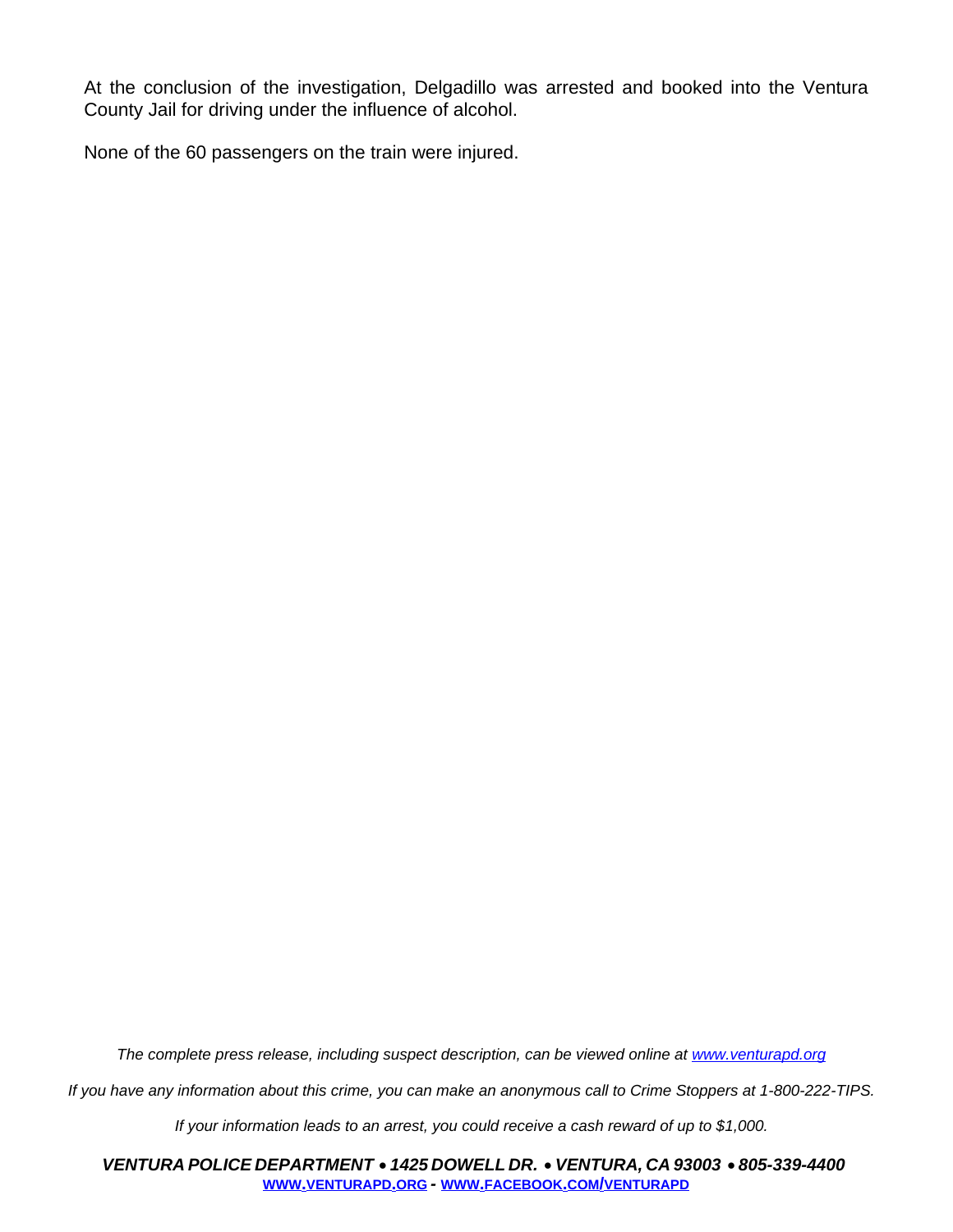At the conclusion of the investigation, Delgadillo was arrested and booked into the Ventura County Jail for driving under the influence of alcohol.

None of the 60 passengers on the train were injured.

*The complete press release, including suspect description, can be viewed online at [www.venturapd.org](http://www.venturapd.org)*

*If you have any information about this crime, you can make an anonymous call to Crime Stoppers at 1-800-222-TIPS.*

*If your information leads to an arrest, you could receive a cash reward of up to $1,000.*

***VENTURA POLICE DEPARTMENT • 1425 DOWELL DR. • VENTURA, CA 93003 • 805-339-4400***

**[WWW.VENTURAPD.ORG](http://www.venturapd.org) - [WWW.FACEBOOK.COM/VENTURAPD](http://www.facebook.com/venturapd)**